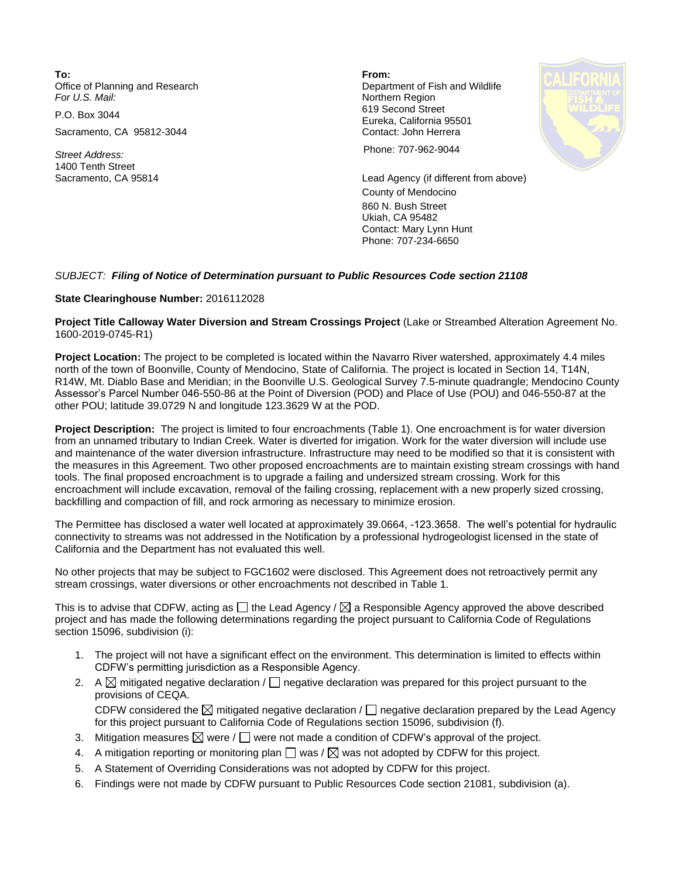**To:**
Office of Planning and Research
*For U.S. Mail:*

P.O. Box 3044

Sacramento, CA 95812-3044

*Street Address:*
1400 Tenth Street
Sacramento, CA 95814

**From:**
Department of Fish and Wildlife
Northern Region
619 Second Street
Eureka, California 95501
Contact: John Herrera

Phone: 707-962-9044

Lead Agency (if different from above)
County of Mendocino
860 N. Bush Street
Ukiah, CA 95482
Contact: Mary Lynn Hunt
Phone: 707-234-6650

*SUBJECT:* ***Filing of Notice of Determination pursuant to Public Resources Code section 21108***

**State Clearinghouse Number:** 2016112028

**Project Title Calloway Water Diversion and Stream Crossings Project** (Lake or Streambed Alteration Agreement No. 1600-2019-0745-R1)

**Project Location:** The project to be completed is located within the Navarro River watershed, approximately 4.4 miles north of the town of Boonville, County of Mendocino, State of California. The project is located in Section 14, T14N, R14W, Mt. Diablo Base and Meridian; in the Boonville U.S. Geological Survey 7.5-minute quadrangle; Mendocino County Assessor's Parcel Number 046-550-86 at the Point of Diversion (POD) and Place of Use (POU) and 046-550-87 at the other POU; latitude 39.0729 N and longitude 123.3629 W at the POD.

**Project Description:** The project is limited to four encroachments (Table 1). One encroachment is for water diversion from an unnamed tributary to Indian Creek. Water is diverted for irrigation. Work for the water diversion will include use and maintenance of the water diversion infrastructure. Infrastructure may need to be modified so that it is consistent with the measures in this Agreement. Two other proposed encroachments are to maintain existing stream crossings with hand tools. The final proposed encroachment is to upgrade a failing and undersized stream crossing. Work for this encroachment will include excavation, removal of the failing crossing, replacement with a new properly sized crossing, backfilling and compaction of fill, and rock armoring as necessary to minimize erosion.

The Permittee has disclosed a water well located at approximately 39.0664, -123.3658. The well's potential for hydraulic connectivity to streams was not addressed in the Notification by a professional hydrogeologist licensed in the state of California and the Department has not evaluated this well.

No other projects that may be subject to FGC1602 were disclosed. This Agreement does not retroactively permit any stream crossings, water diversions or other encroachments not described in Table 1.

This is to advise that CDFW, acting as ☐ the Lead Agency / ☒ a Responsible Agency approved the above described project and has made the following determinations regarding the project pursuant to California Code of Regulations section 15096, subdivision (i):

1. The project will not have a significant effect on the environment. This determination is limited to effects within CDFW's permitting jurisdiction as a Responsible Agency.
2. A ☒ mitigated negative declaration / ☐ negative declaration was prepared for this project pursuant to the provisions of CEQA.
   CDFW considered the ☒ mitigated negative declaration / ☐ negative declaration prepared by the Lead Agency for this project pursuant to California Code of Regulations section 15096, subdivision (f).
3. Mitigation measures ☒ were / ☐ were not made a condition of CDFW's approval of the project.
4. A mitigation reporting or monitoring plan ☐ was / ☒ was not adopted by CDFW for this project.
5. A Statement of Overriding Considerations was not adopted by CDFW for this project.
6. Findings were not made by CDFW pursuant to Public Resources Code section 21081, subdivision (a).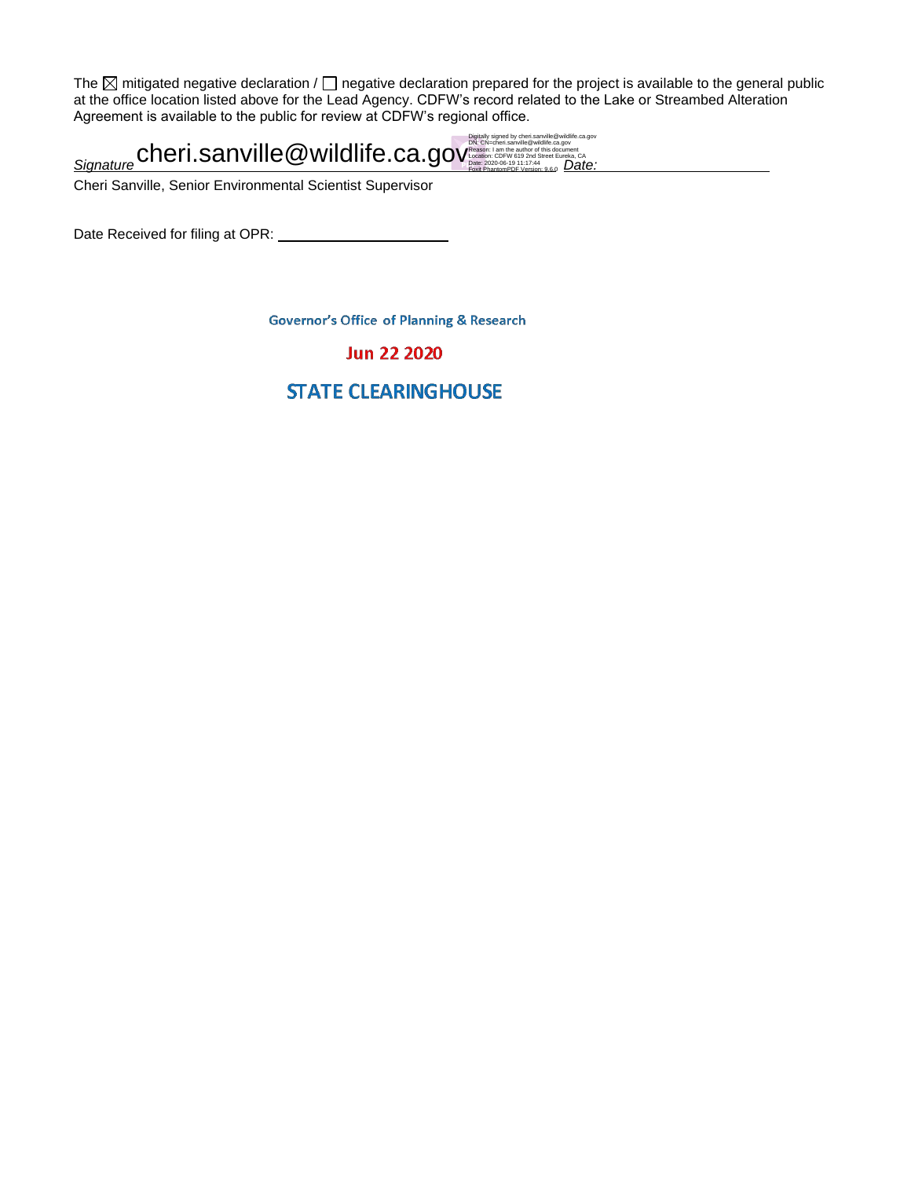The ☒ mitigated negative declaration / ☐ negative declaration prepared for the project is available to the general public at the office location listed above for the Lead Agency. CDFW's record related to the Lake or Streambed Alteration Agreement is available to the public for review at CDFW's regional office.

*Signature* cheri.sanville@wildlife.ca.gov

Digitally signed by cheri.sanville@wildlife.ca.gov
DN: CN=cheri.sanville@wildlife.ca.gov
Reason: I am the author of this document
Location: CDFW 619 2nd Street Eureka, CA
Date: 2020-06-19 11:17:44
Foxit PhantomPDF Version: 9.6.0

*Date:* ______________________

Cheri Sanville, Senior Environmental Scientist Supervisor

Date Received for filing at OPR: ______________________

Governor's Office of Planning & Research

Jun 22 2020

STATE CLEARINGHOUSE